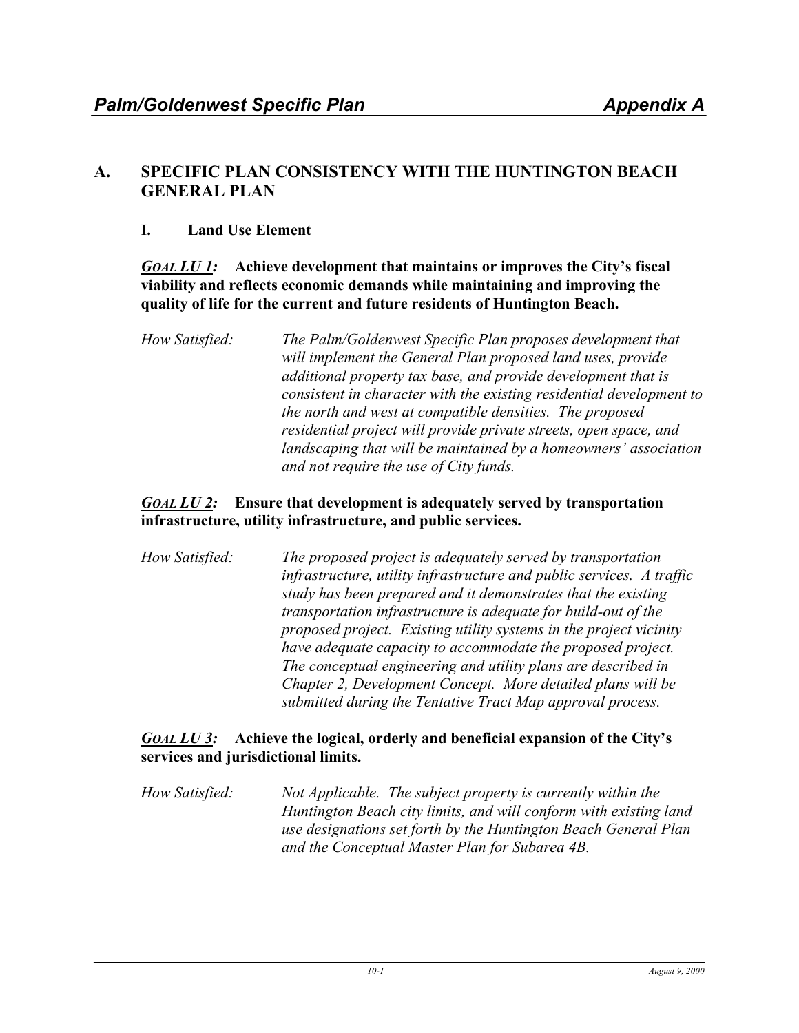## A. SPECIFIC PLAN CONSISTENCY WITH THE HUNTINGTON BEACH GENERAL PLAN

### I. Land Use Element

***GOAL LU 1:*** **Achieve development that maintains or improves the City's fiscal viability and reflects economic demands while maintaining and improving the quality of life for the current and future residents of Huntington Beach.**

*How Satisfied:* *The Palm/Goldenwest Specific Plan proposes development that will implement the General Plan proposed land uses, provide additional property tax base, and provide development that is consistent in character with the existing residential development to the north and west at compatible densities. The proposed residential project will provide private streets, open space, and landscaping that will be maintained by a homeowners' association and not require the use of City funds.*

***GOAL LU 2:*** **Ensure that development is adequately served by transportation infrastructure, utility infrastructure, and public services.**

*How Satisfied:* *The proposed project is adequately served by transportation infrastructure, utility infrastructure and public services. A traffic study has been prepared and it demonstrates that the existing transportation infrastructure is adequate for build-out of the proposed project. Existing utility systems in the project vicinity have adequate capacity to accommodate the proposed project. The conceptual engineering and utility plans are described in Chapter 2, Development Concept. More detailed plans will be submitted during the Tentative Tract Map approval process.*

***GOAL LU 3:*** **Achieve the logical, orderly and beneficial expansion of the City's services and jurisdictional limits.**

*How Satisfied:* *Not Applicable. The subject property is currently within the Huntington Beach city limits, and will conform with existing land use designations set forth by the Huntington Beach General Plan and the Conceptual Master Plan for Subarea 4B.*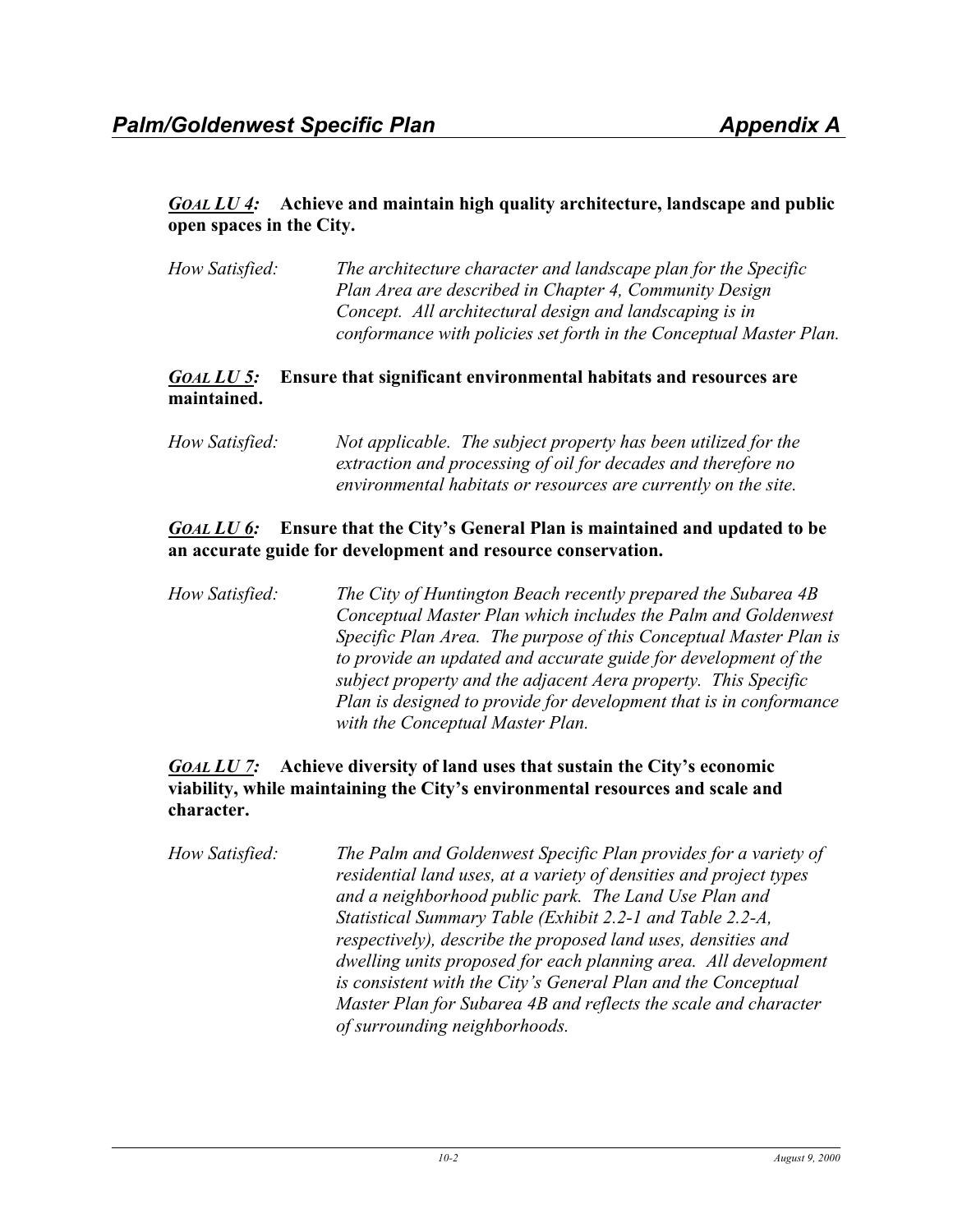***GOAL LU 4:*** **Achieve and maintain high quality architecture, landscape and public open spaces in the City.**

How Satisfied: *The architecture character and landscape plan for the Specific Plan Area are described in Chapter 4, Community Design Concept. All architectural design and landscaping is in conformance with policies set forth in the Conceptual Master Plan.*

***GOAL LU 5:*** **Ensure that significant environmental habitats and resources are maintained.**

How Satisfied: *Not applicable. The subject property has been utilized for the extraction and processing of oil for decades and therefore no environmental habitats or resources are currently on the site.*

***GOAL LU 6:*** **Ensure that the City's General Plan is maintained and updated to be an accurate guide for development and resource conservation.**

How Satisfied: *The City of Huntington Beach recently prepared the Subarea 4B Conceptual Master Plan which includes the Palm and Goldenwest Specific Plan Area. The purpose of this Conceptual Master Plan is to provide an updated and accurate guide for development of the subject property and the adjacent Aera property. This Specific Plan is designed to provide for development that is in conformance with the Conceptual Master Plan.*

***GOAL LU 7:*** **Achieve diversity of land uses that sustain the City's economic viability, while maintaining the City's environmental resources and scale and character.**

How Satisfied: *The Palm and Goldenwest Specific Plan provides for a variety of residential land uses, at a variety of densities and project types and a neighborhood public park. The Land Use Plan and Statistical Summary Table (Exhibit 2.2-1 and Table 2.2-A, respectively), describe the proposed land uses, densities and dwelling units proposed for each planning area. All development is consistent with the City's General Plan and the Conceptual Master Plan for Subarea 4B and reflects the scale and character of surrounding neighborhoods.*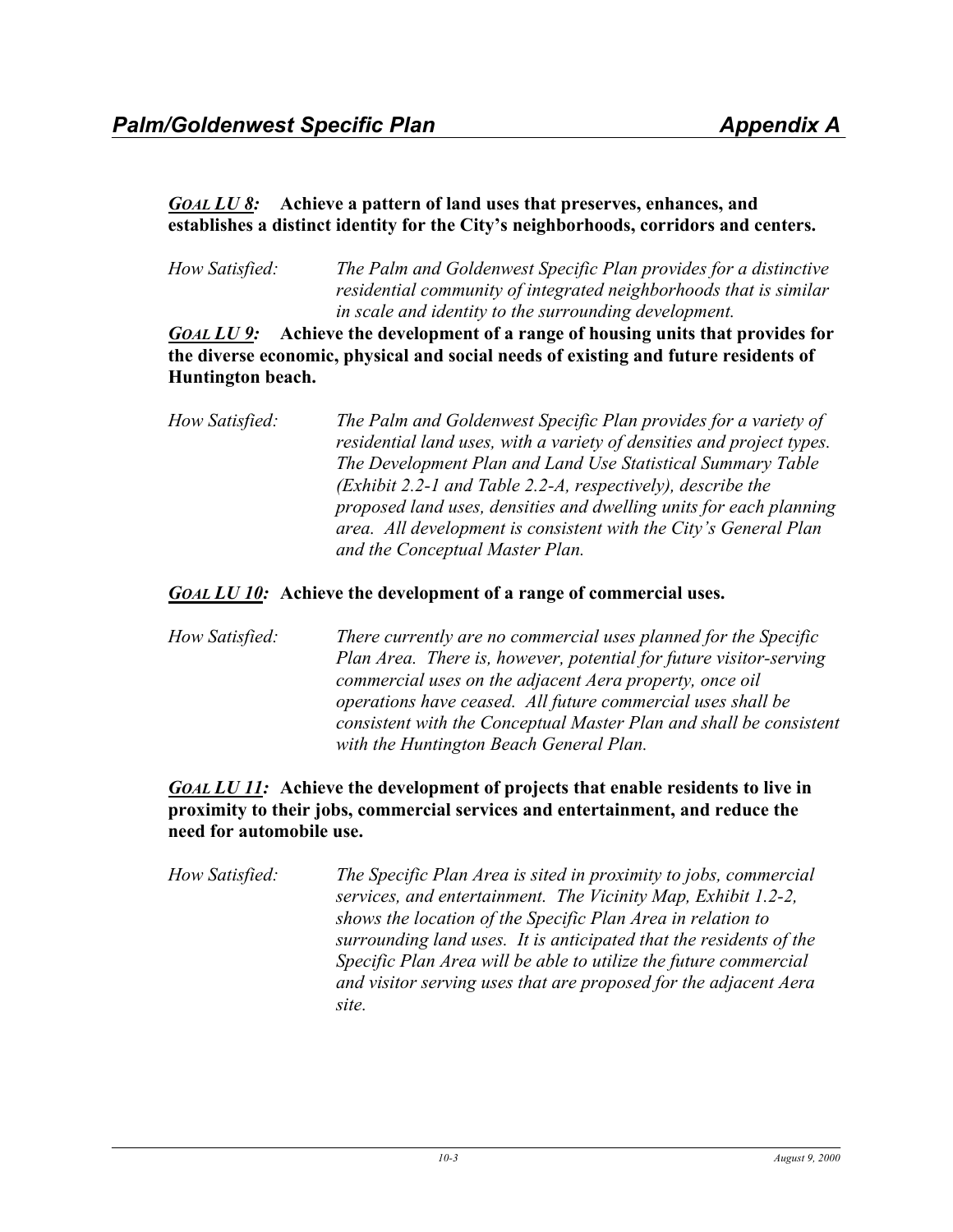***GOAL LU 8:*** **Achieve a pattern of land uses that preserves, enhances, and establishes a distinct identity for the City's neighborhoods, corridors and centers.**

*How Satisfied:* *The Palm and Goldenwest Specific Plan provides for a distinctive residential community of integrated neighborhoods that is similar in scale and identity to the surrounding development.*

***GOAL LU 9:*** **Achieve the development of a range of housing units that provides for the diverse economic, physical and social needs of existing and future residents of Huntington beach.**

*How Satisfied:* *The Palm and Goldenwest Specific Plan provides for a variety of residential land uses, with a variety of densities and project types. The Development Plan and Land Use Statistical Summary Table (Exhibit 2.2-1 and Table 2.2-A, respectively), describe the proposed land uses, densities and dwelling units for each planning area. All development is consistent with the City's General Plan and the Conceptual Master Plan.*

***GOAL LU 10:*** **Achieve the development of a range of commercial uses.**

*How Satisfied:* *There currently are no commercial uses planned for the Specific Plan Area. There is, however, potential for future visitor-serving commercial uses on the adjacent Aera property, once oil operations have ceased. All future commercial uses shall be consistent with the Conceptual Master Plan and shall be consistent with the Huntington Beach General Plan.*

***GOAL LU 11:*** **Achieve the development of projects that enable residents to live in proximity to their jobs, commercial services and entertainment, and reduce the need for automobile use.**

*How Satisfied:* *The Specific Plan Area is sited in proximity to jobs, commercial services, and entertainment. The Vicinity Map, Exhibit 1.2-2, shows the location of the Specific Plan Area in relation to surrounding land uses. It is anticipated that the residents of the Specific Plan Area will be able to utilize the future commercial and visitor serving uses that are proposed for the adjacent Aera site.*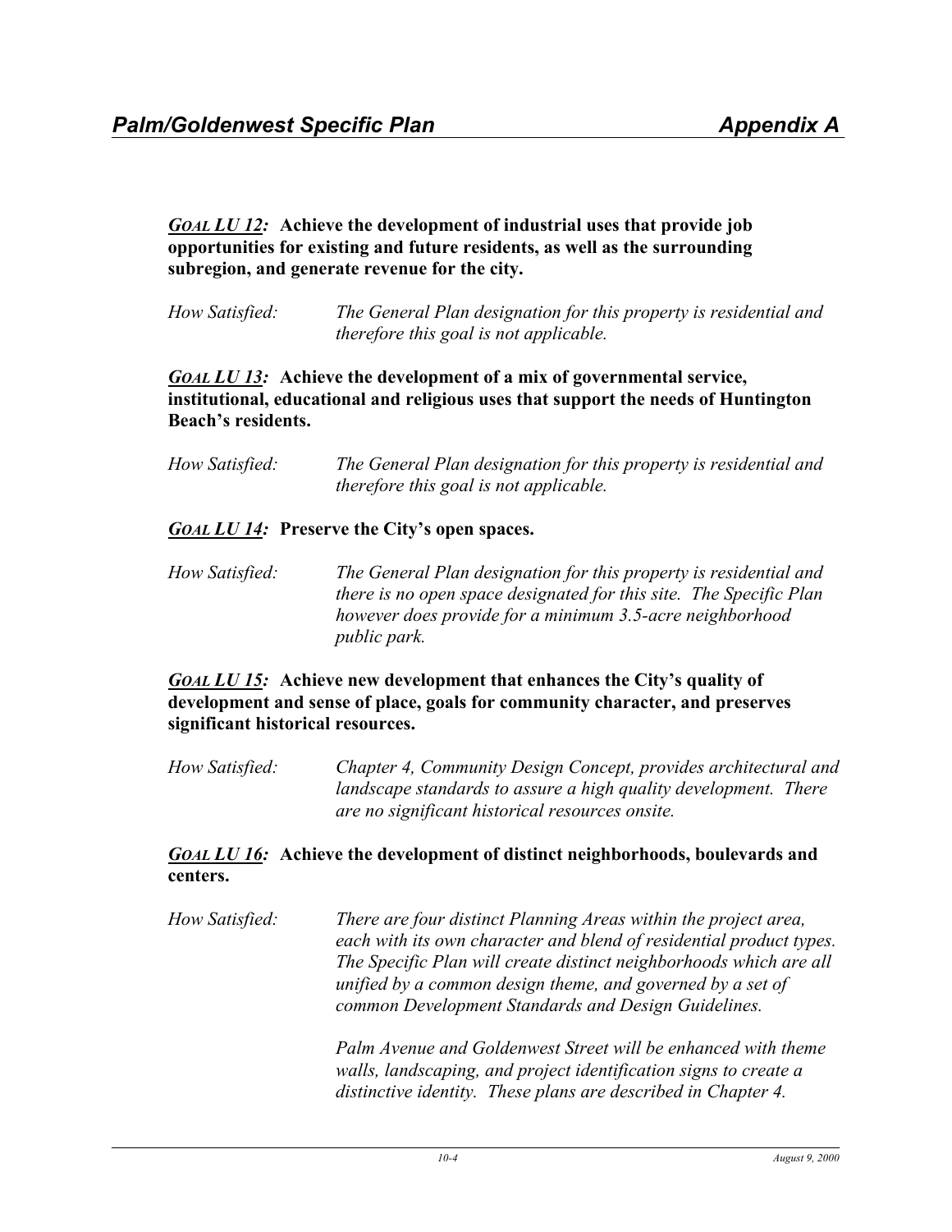***GOAL LU 12:*** **Achieve the development of industrial uses that provide job opportunities for existing and future residents, as well as the surrounding subregion, and generate revenue for the city.**

*How Satisfied:* *The General Plan designation for this property is residential and therefore this goal is not applicable.*

***GOAL LU 13:*** **Achieve the development of a mix of governmental service, institutional, educational and religious uses that support the needs of Huntington Beach's residents.**

*How Satisfied:* *The General Plan designation for this property is residential and therefore this goal is not applicable.*

***GOAL LU 14:*** **Preserve the City's open spaces.**

*How Satisfied:* *The General Plan designation for this property is residential and there is no open space designated for this site. The Specific Plan however does provide for a minimum 3.5-acre neighborhood public park.*

***GOAL LU 15:*** **Achieve new development that enhances the City's quality of development and sense of place, goals for community character, and preserves significant historical resources.**

*How Satisfied:* *Chapter 4, Community Design Concept, provides architectural and landscape standards to assure a high quality development. There are no significant historical resources onsite.*

***GOAL LU 16:*** **Achieve the development of distinct neighborhoods, boulevards and centers.**

*How Satisfied:* *There are four distinct Planning Areas within the project area, each with its own character and blend of residential product types. The Specific Plan will create distinct neighborhoods which are all unified by a common design theme, and governed by a set of common Development Standards and Design Guidelines.*

*Palm Avenue and Goldenwest Street will be enhanced with theme walls, landscaping, and project identification signs to create a distinctive identity. These plans are described in Chapter 4.*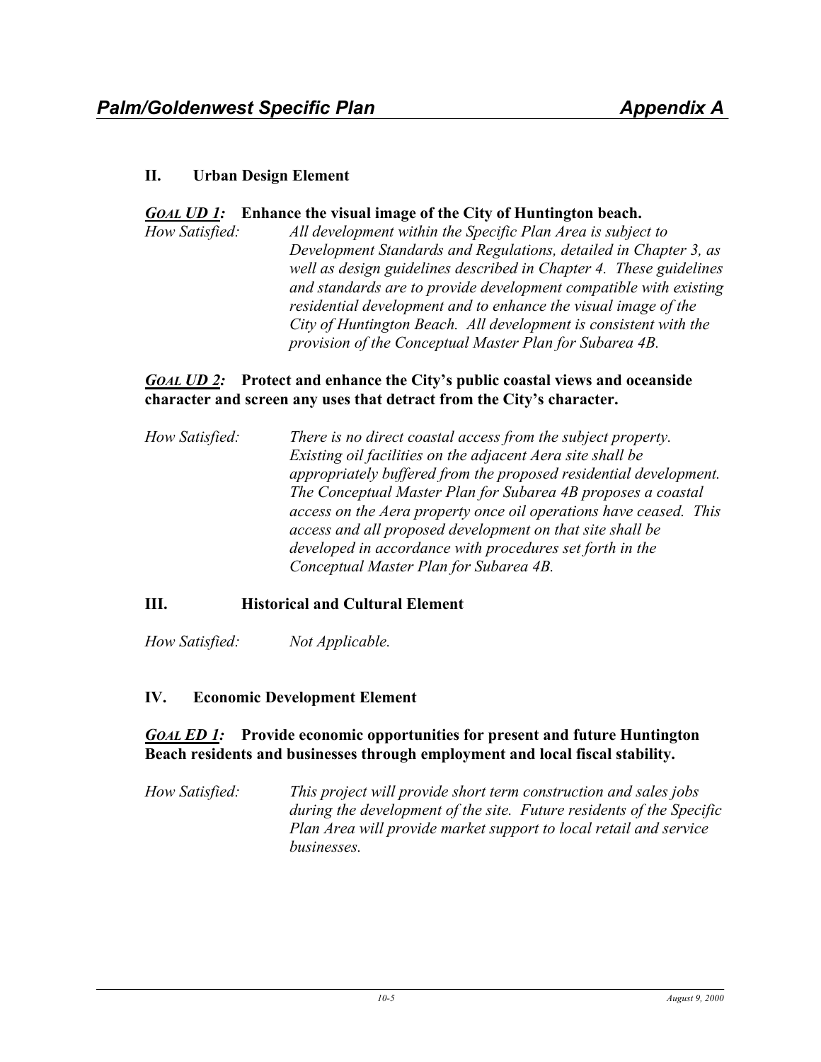## II. Urban Design Element

***Goal UD 1:*** **Enhance the visual image of the City of Huntington beach.**

*How Satisfied:* *All development within the Specific Plan Area is subject to Development Standards and Regulations, detailed in Chapter 3, as well as design guidelines described in Chapter 4. These guidelines and standards are to provide development compatible with existing residential development and to enhance the visual image of the City of Huntington Beach. All development is consistent with the provision of the Conceptual Master Plan for Subarea 4B.*

***Goal UD 2:*** **Protect and enhance the City's public coastal views and oceanside character and screen any uses that detract from the City's character.**

*How Satisfied:* *There is no direct coastal access from the subject property. Existing oil facilities on the adjacent Aera site shall be appropriately buffered from the proposed residential development. The Conceptual Master Plan for Subarea 4B proposes a coastal access on the Aera property once oil operations have ceased. This access and all proposed development on that site shall be developed in accordance with procedures set forth in the Conceptual Master Plan for Subarea 4B.*

## III. Historical and Cultural Element

*How Satisfied:* *Not Applicable.*

## IV. Economic Development Element

***Goal ED 1:*** **Provide economic opportunities for present and future Huntington Beach residents and businesses through employment and local fiscal stability.**

*How Satisfied:* *This project will provide short term construction and sales jobs during the development of the site. Future residents of the Specific Plan Area will provide market support to local retail and service businesses.*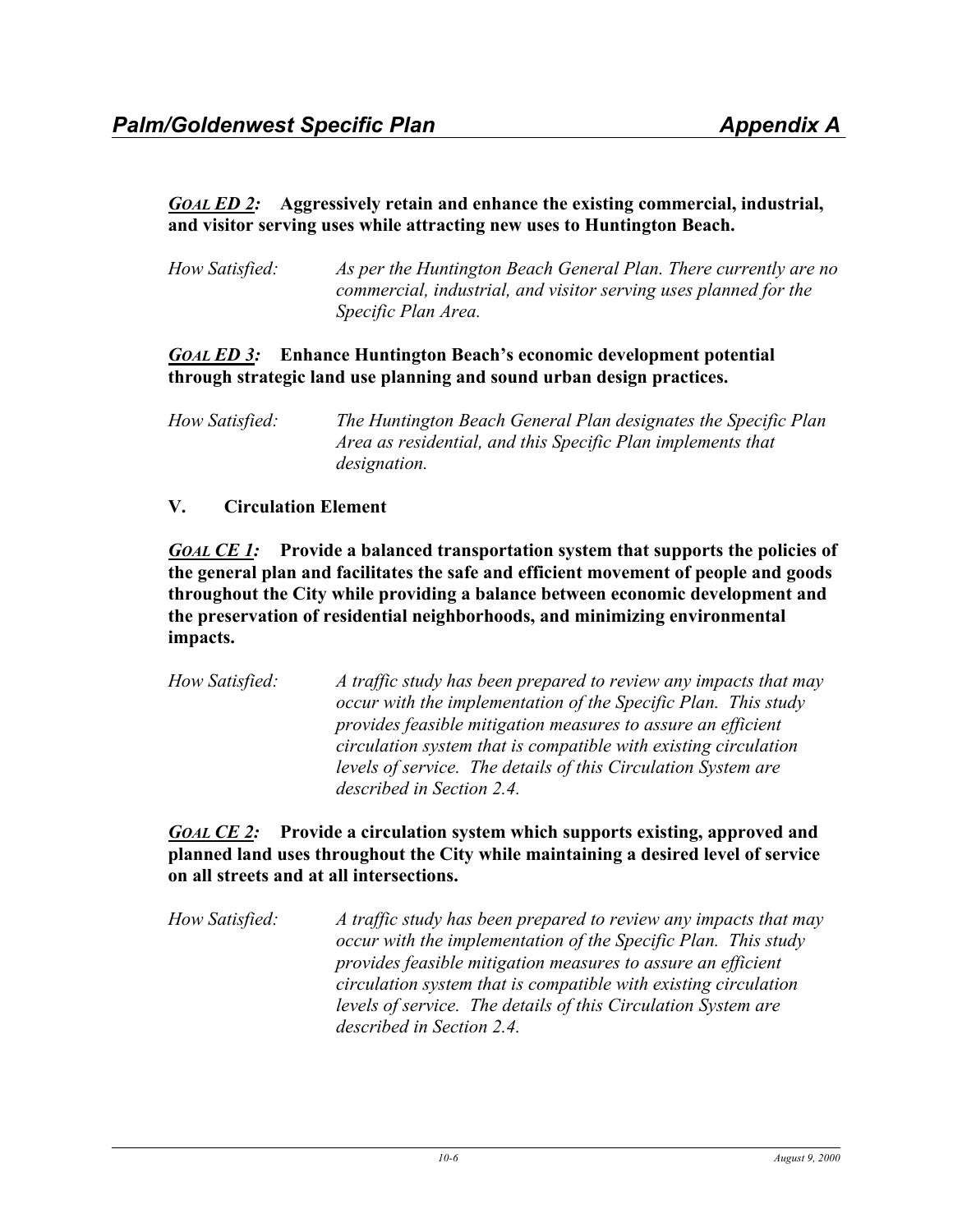***Goal ED 2*:** **Aggressively retain and enhance the existing commercial, industrial, and visitor serving uses while attracting new uses to Huntington Beach.**

*How Satisfied:* *As per the Huntington Beach General Plan. There currently are no commercial, industrial, and visitor serving uses planned for the Specific Plan Area.*

***Goal ED 3*:** **Enhance Huntington Beach's economic development potential through strategic land use planning and sound urban design practices.**

*How Satisfied:* *The Huntington Beach General Plan designates the Specific Plan Area as residential, and this Specific Plan implements that designation.*

## V. Circulation Element

***Goal CE 1*:** **Provide a balanced transportation system that supports the policies of the general plan and facilitates the safe and efficient movement of people and goods throughout the City while providing a balance between economic development and the preservation of residential neighborhoods, and minimizing environmental impacts.**

*How Satisfied:* *A traffic study has been prepared to review any impacts that may occur with the implementation of the Specific Plan. This study provides feasible mitigation measures to assure an efficient circulation system that is compatible with existing circulation levels of service. The details of this Circulation System are described in Section 2.4.*

***Goal CE 2*:** **Provide a circulation system which supports existing, approved and planned land uses throughout the City while maintaining a desired level of service on all streets and at all intersections.**

*How Satisfied:* *A traffic study has been prepared to review any impacts that may occur with the implementation of the Specific Plan. This study provides feasible mitigation measures to assure an efficient circulation system that is compatible with existing circulation levels of service. The details of this Circulation System are described in Section 2.4.*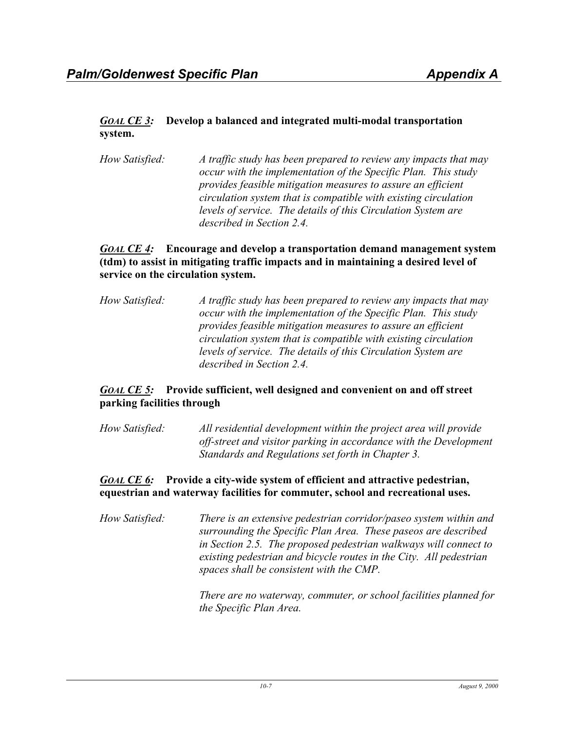***GOAL CE 3:*** **Develop a balanced and integrated multi-modal transportation system.**

*How Satisfied:* *A traffic study has been prepared to review any impacts that may occur with the implementation of the Specific Plan. This study provides feasible mitigation measures to assure an efficient circulation system that is compatible with existing circulation levels of service. The details of this Circulation System are described in Section 2.4.*

***GOAL CE 4:*** **Encourage and develop a transportation demand management system (tdm) to assist in mitigating traffic impacts and in maintaining a desired level of service on the circulation system.**

*How Satisfied:* *A traffic study has been prepared to review any impacts that may occur with the implementation of the Specific Plan. This study provides feasible mitigation measures to assure an efficient circulation system that is compatible with existing circulation levels of service. The details of this Circulation System are described in Section 2.4.*

***GOAL CE 5:*** **Provide sufficient, well designed and convenient on and off street parking facilities through**

*How Satisfied:* *All residential development within the project area will provide off-street and visitor parking in accordance with the Development Standards and Regulations set forth in Chapter 3.*

***GOAL CE 6:*** **Provide a city-wide system of efficient and attractive pedestrian, equestrian and waterway facilities for commuter, school and recreational uses.**

*How Satisfied:* *There is an extensive pedestrian corridor/paseo system within and surrounding the Specific Plan Area. These paseos are described in Section 2.5. The proposed pedestrian walkways will connect to existing pedestrian and bicycle routes in the City. All pedestrian spaces shall be consistent with the CMP.*

*There are no waterway, commuter, or school facilities planned for the Specific Plan Area.*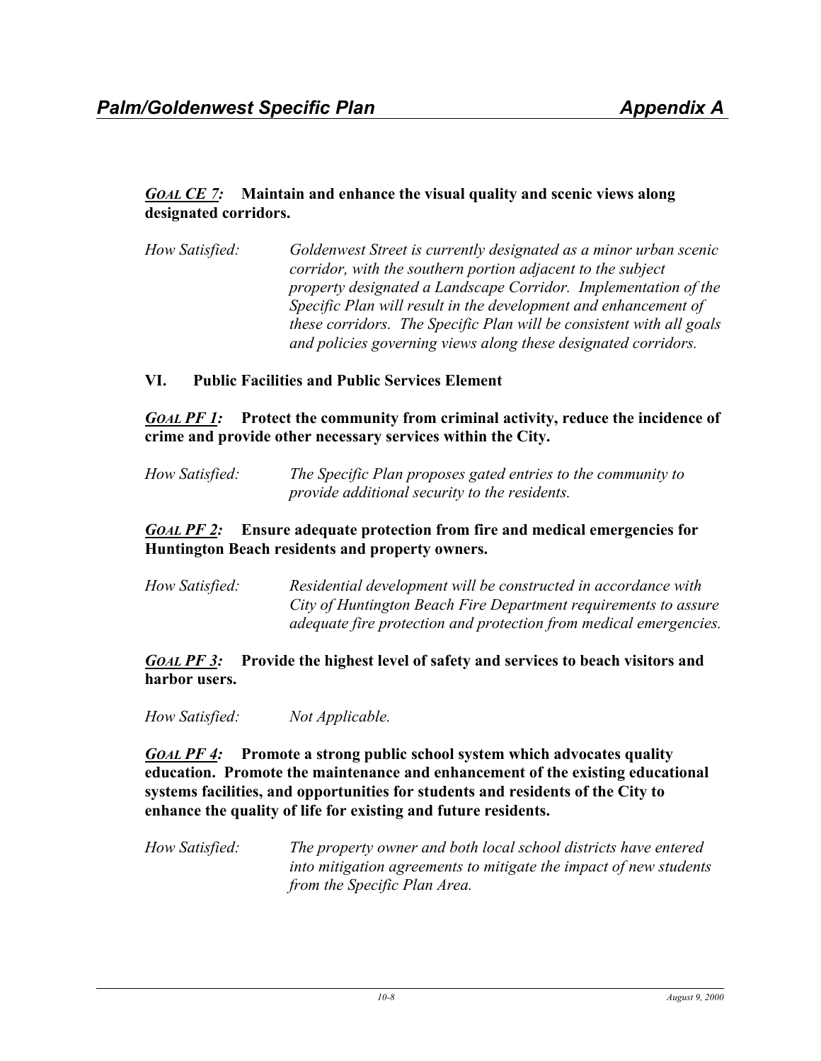***GOAL CE 7:*** **Maintain and enhance the visual quality and scenic views along designated corridors.**

*How Satisfied:* *Goldenwest Street is currently designated as a minor urban scenic corridor, with the southern portion adjacent to the subject property designated a Landscape Corridor. Implementation of the Specific Plan will result in the development and enhancement of these corridors. The Specific Plan will be consistent with all goals and policies governing views along these designated corridors.*

## VI. Public Facilities and Public Services Element

***GOAL PF 1:*** **Protect the community from criminal activity, reduce the incidence of crime and provide other necessary services within the City.**

*How Satisfied:* *The Specific Plan proposes gated entries to the community to provide additional security to the residents.*

***GOAL PF 2:*** **Ensure adequate protection from fire and medical emergencies for Huntington Beach residents and property owners.**

*How Satisfied:* *Residential development will be constructed in accordance with City of Huntington Beach Fire Department requirements to assure adequate fire protection and protection from medical emergencies.*

***GOAL PF 3:*** **Provide the highest level of safety and services to beach visitors and harbor users.**

*How Satisfied:* *Not Applicable.*

***GOAL PF 4:*** **Promote a strong public school system which advocates quality education. Promote the maintenance and enhancement of the existing educational systems facilities, and opportunities for students and residents of the City to enhance the quality of life for existing and future residents.**

*How Satisfied:* *The property owner and both local school districts have entered into mitigation agreements to mitigate the impact of new students from the Specific Plan Area.*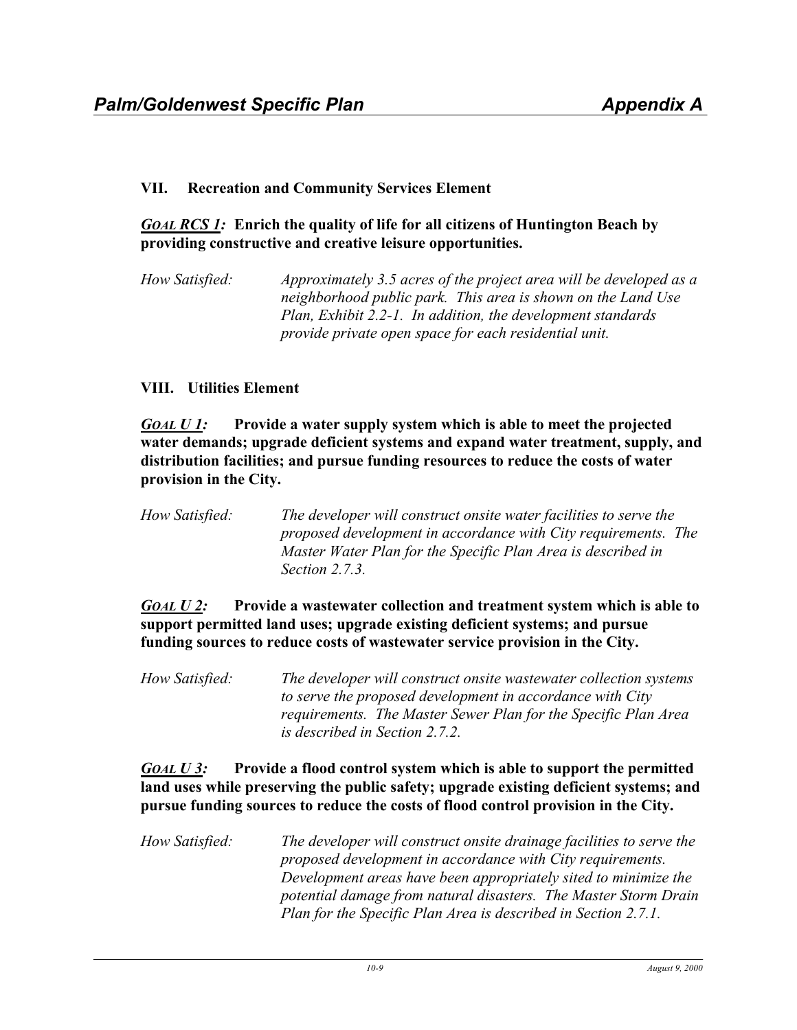### VII. Recreation and Community Services Element

***Goal RCS 1:*** **Enrich the quality of life for all citizens of Huntington Beach by providing constructive and creative leisure opportunities.**

*How Satisfied:* *Approximately 3.5 acres of the project area will be developed as a neighborhood public park. This area is shown on the Land Use Plan, Exhibit 2.2-1. In addition, the development standards provide private open space for each residential unit.*

### VIII. Utilities Element

***Goal U 1:*** **Provide a water supply system which is able to meet the projected water demands; upgrade deficient systems and expand water treatment, supply, and distribution facilities; and pursue funding resources to reduce the costs of water provision in the City.**

*How Satisfied:* *The developer will construct onsite water facilities to serve the proposed development in accordance with City requirements. The Master Water Plan for the Specific Plan Area is described in Section 2.7.3.*

***Goal U 2:*** **Provide a wastewater collection and treatment system which is able to support permitted land uses; upgrade existing deficient systems; and pursue funding sources to reduce costs of wastewater service provision in the City.**

*How Satisfied:* *The developer will construct onsite wastewater collection systems to serve the proposed development in accordance with City requirements. The Master Sewer Plan for the Specific Plan Area is described in Section 2.7.2.*

***Goal U 3:*** **Provide a flood control system which is able to support the permitted land uses while preserving the public safety; upgrade existing deficient systems; and pursue funding sources to reduce the costs of flood control provision in the City.**

*How Satisfied:* *The developer will construct onsite drainage facilities to serve the proposed development in accordance with City requirements. Development areas have been appropriately sited to minimize the potential damage from natural disasters. The Master Storm Drain Plan for the Specific Plan Area is described in Section 2.7.1.*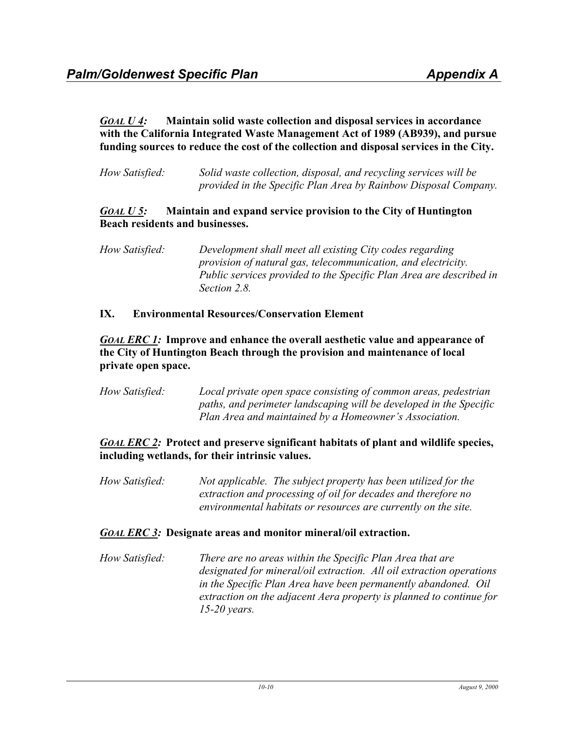***GOAL U 4:*** **Maintain solid waste collection and disposal services in accordance with the California Integrated Waste Management Act of 1989 (AB939), and pursue funding sources to reduce the cost of the collection and disposal services in the City.**

*How Satisfied:* *Solid waste collection, disposal, and recycling services will be provided in the Specific Plan Area by Rainbow Disposal Company.*

***GOAL U 5:*** **Maintain and expand service provision to the City of Huntington Beach residents and businesses.**

*How Satisfied:* *Development shall meet all existing City codes regarding provision of natural gas, telecommunication, and electricity. Public services provided to the Specific Plan Area are described in Section 2.8.*

## IX. Environmental Resources/Conservation Element

***GOAL ERC 1:*** **Improve and enhance the overall aesthetic value and appearance of the City of Huntington Beach through the provision and maintenance of local private open space.**

*How Satisfied:* *Local private open space consisting of common areas, pedestrian paths, and perimeter landscaping will be developed in the Specific Plan Area and maintained by a Homeowner's Association.*

***GOAL ERC 2:*** **Protect and preserve significant habitats of plant and wildlife species, including wetlands, for their intrinsic values.**

*How Satisfied:* *Not applicable. The subject property has been utilized for the extraction and processing of oil for decades and therefore no environmental habitats or resources are currently on the site.*

***GOAL ERC 3:*** **Designate areas and monitor mineral/oil extraction.**

*How Satisfied:* *There are no areas within the Specific Plan Area that are designated for mineral/oil extraction. All oil extraction operations in the Specific Plan Area have been permanently abandoned. Oil extraction on the adjacent Aera property is planned to continue for 15-20 years.*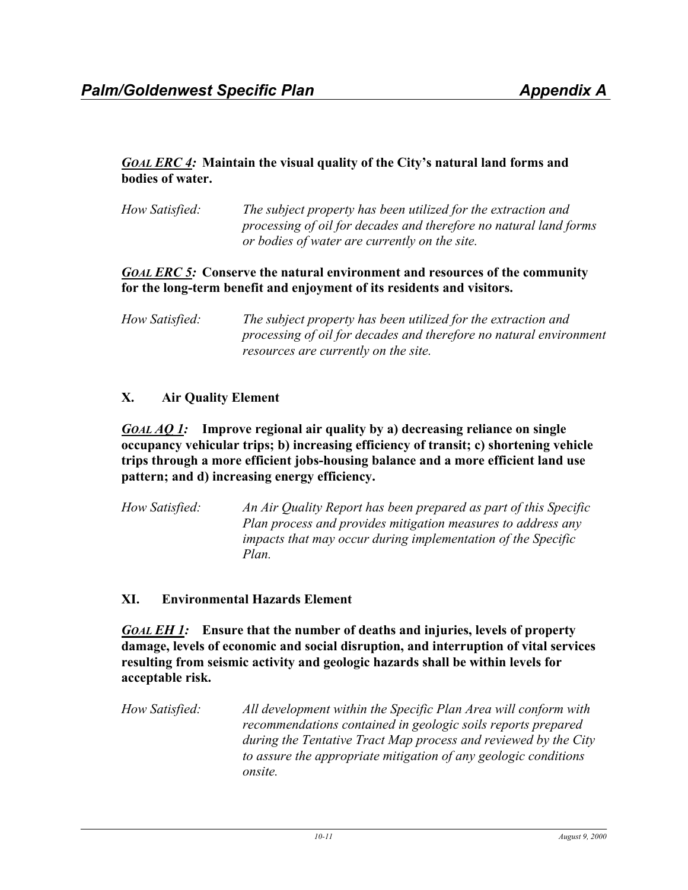***Goal ERC 4:*** **Maintain the visual quality of the City's natural land forms and bodies of water.**

*How Satisfied:* *The subject property has been utilized for the extraction and processing of oil for decades and therefore no natural land forms or bodies of water are currently on the site.*

***Goal ERC 5:*** **Conserve the natural environment and resources of the community for the long-term benefit and enjoyment of its residents and visitors.**

*How Satisfied:* *The subject property has been utilized for the extraction and processing of oil for decades and therefore no natural environment resources are currently on the site.*

## X. Air Quality Element

***Goal AQ 1:*** **Improve regional air quality by a) decreasing reliance on single occupancy vehicular trips; b) increasing efficiency of transit; c) shortening vehicle trips through a more efficient jobs-housing balance and a more efficient land use pattern; and d) increasing energy efficiency.**

*How Satisfied:* *An Air Quality Report has been prepared as part of this Specific Plan process and provides mitigation measures to address any impacts that may occur during implementation of the Specific Plan.*

## XI. Environmental Hazards Element

***Goal EH 1:*** **Ensure that the number of deaths and injuries, levels of property damage, levels of economic and social disruption, and interruption of vital services resulting from seismic activity and geologic hazards shall be within levels for acceptable risk.**

*How Satisfied:* *All development within the Specific Plan Area will conform with recommendations contained in geologic soils reports prepared during the Tentative Tract Map process and reviewed by the City to assure the appropriate mitigation of any geologic conditions onsite.*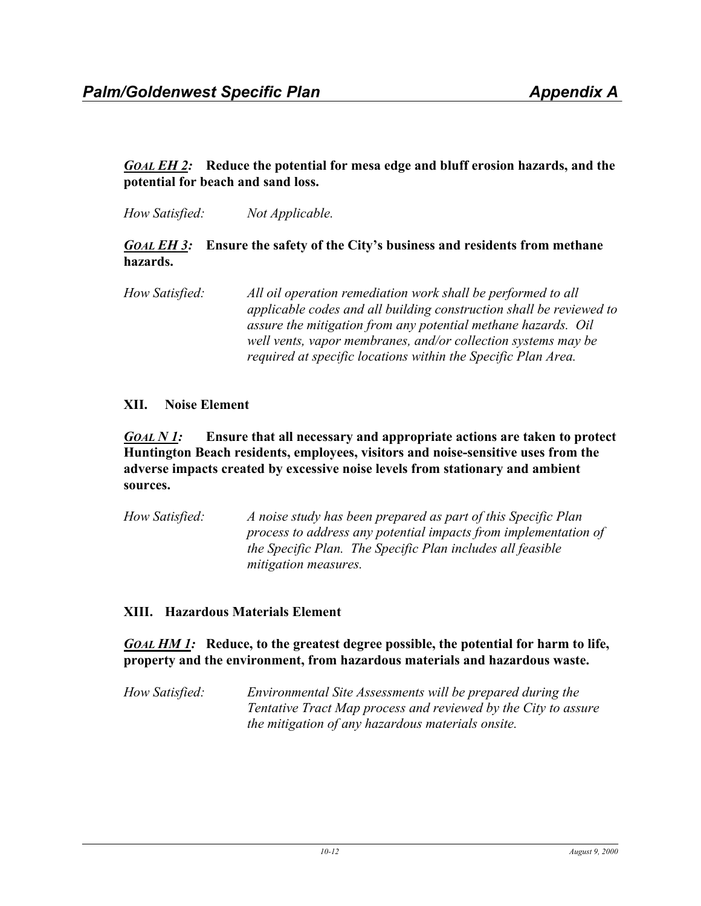***GOAL EH 2:*** **Reduce the potential for mesa edge and bluff erosion hazards, and the potential for beach and sand loss.**

*How Satisfied:* *Not Applicable.*

***GOAL EH 3:*** **Ensure the safety of the City's business and residents from methane hazards.**

*How Satisfied:* *All oil operation remediation work shall be performed to all applicable codes and all building construction shall be reviewed to assure the mitigation from any potential methane hazards. Oil well vents, vapor membranes, and/or collection systems may be required at specific locations within the Specific Plan Area.*

## XII. Noise Element

***GOAL N 1:*** **Ensure that all necessary and appropriate actions are taken to protect Huntington Beach residents, employees, visitors and noise-sensitive uses from the adverse impacts created by excessive noise levels from stationary and ambient sources.**

*How Satisfied:* *A noise study has been prepared as part of this Specific Plan process to address any potential impacts from implementation of the Specific Plan. The Specific Plan includes all feasible mitigation measures.*

## XIII. Hazardous Materials Element

***GOAL HM 1:*** **Reduce, to the greatest degree possible, the potential for harm to life, property and the environment, from hazardous materials and hazardous waste.**

*How Satisfied:* *Environmental Site Assessments will be prepared during the Tentative Tract Map process and reviewed by the City to assure the mitigation of any hazardous materials onsite.*